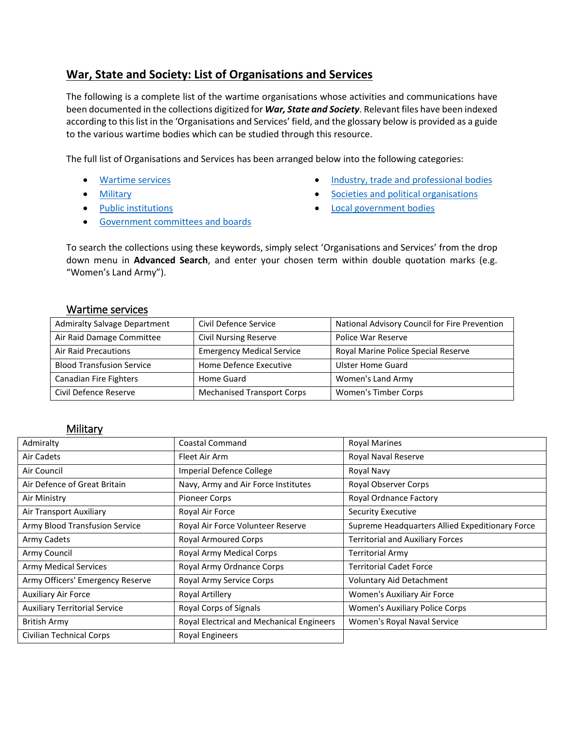# War, State and Society: List of Organisations and Services

The following is a complete list of the wartime organisations whose activities and communications have been documented in the collections digitized for ***War, State and Society***. Relevant files have been indexed according to this list in the 'Organisations and Services' field, and the glossary below is provided as a guide to the various wartime bodies which can be studied through this resource.

The full list of Organisations and Services has been arranged below into the following categories:

- Wartime services
- Military
- Public institutions
- Government committees and boards
- Industry, trade and professional bodies
- Societies and political organisations
- Local government bodies

To search the collections using these keywords, simply select 'Organisations and Services' from the drop down menu in **Advanced Search**, and enter your chosen term within double quotation marks (e.g. "Women's Land Army").

## Wartime services

| | | |
|---|---|---|
| Admiralty Salvage Department | Civil Defence Service | National Advisory Council for Fire Prevention |
| Air Raid Damage Committee | Civil Nursing Reserve | Police War Reserve |
| Air Raid Precautions | Emergency Medical Service | Royal Marine Police Special Reserve |
| Blood Transfusion Service | Home Defence Executive | Ulster Home Guard |
| Canadian Fire Fighters | Home Guard | Women's Land Army |
| Civil Defence Reserve | Mechanised Transport Corps | Women's Timber Corps |

## Military

| | | |
|---|---|---|
| Admiralty | Coastal Command | Royal Marines |
| Air Cadets | Fleet Air Arm | Royal Naval Reserve |
| Air Council | Imperial Defence College | Royal Navy |
| Air Defence of Great Britain | Navy, Army and Air Force Institutes | Royal Observer Corps |
| Air Ministry | Pioneer Corps | Royal Ordnance Factory |
| Air Transport Auxiliary | Royal Air Force | Security Executive |
| Army Blood Transfusion Service | Royal Air Force Volunteer Reserve | Supreme Headquarters Allied Expeditionary Force |
| Army Cadets | Royal Armoured Corps | Territorial and Auxiliary Forces |
| Army Council | Royal Army Medical Corps | Territorial Army |
| Army Medical Services | Royal Army Ordnance Corps | Territorial Cadet Force |
| Army Officers' Emergency Reserve | Royal Army Service Corps | Voluntary Aid Detachment |
| Auxiliary Air Force | Royal Artillery | Women's Auxiliary Air Force |
| Auxiliary Territorial Service | Royal Corps of Signals | Women's Auxiliary Police Corps |
| British Army | Royal Electrical and Mechanical Engineers | Women's Royal Naval Service |
| Civilian Technical Corps | Royal Engineers | |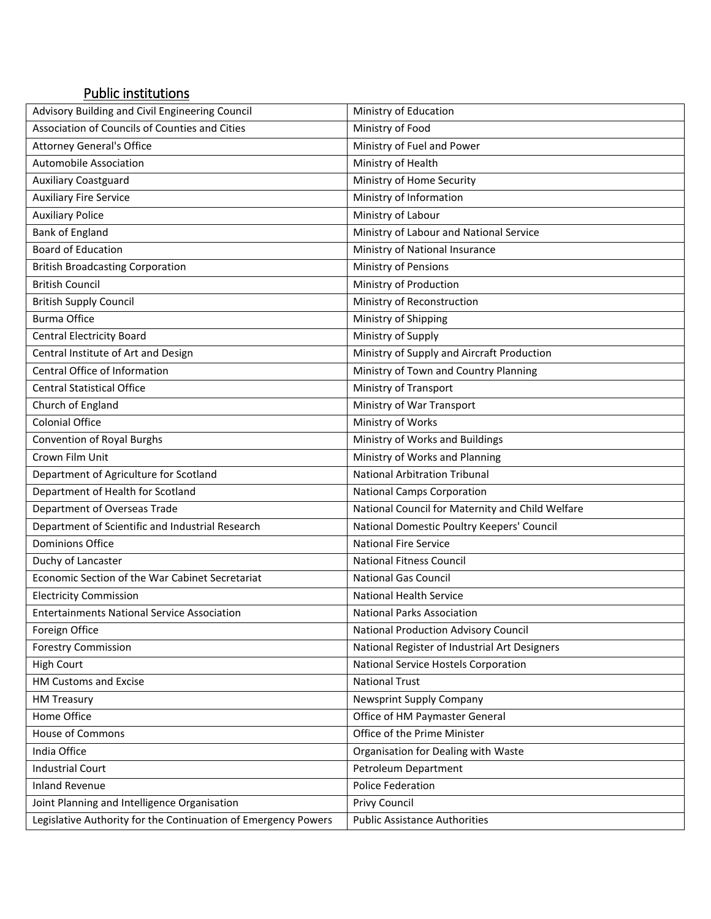## Public institutions

| | |
|---|---|
| Advisory Building and Civil Engineering Council | Ministry of Education |
| Association of Councils of Counties and Cities | Ministry of Food |
| Attorney General's Office | Ministry of Fuel and Power |
| Automobile Association | Ministry of Health |
| Auxiliary Coastguard | Ministry of Home Security |
| Auxiliary Fire Service | Ministry of Information |
| Auxiliary Police | Ministry of Labour |
| Bank of England | Ministry of Labour and National Service |
| Board of Education | Ministry of National Insurance |
| British Broadcasting Corporation | Ministry of Pensions |
| British Council | Ministry of Production |
| British Supply Council | Ministry of Reconstruction |
| Burma Office | Ministry of Shipping |
| Central Electricity Board | Ministry of Supply |
| Central Institute of Art and Design | Ministry of Supply and Aircraft Production |
| Central Office of Information | Ministry of Town and Country Planning |
| Central Statistical Office | Ministry of Transport |
| Church of England | Ministry of War Transport |
| Colonial Office | Ministry of Works |
| Convention of Royal Burghs | Ministry of Works and Buildings |
| Crown Film Unit | Ministry of Works and Planning |
| Department of Agriculture for Scotland | National Arbitration Tribunal |
| Department of Health for Scotland | National Camps Corporation |
| Department of Overseas Trade | National Council for Maternity and Child Welfare |
| Department of Scientific and Industrial Research | National Domestic Poultry Keepers' Council |
| Dominions Office | National Fire Service |
| Duchy of Lancaster | National Fitness Council |
| Economic Section of the War Cabinet Secretariat | National Gas Council |
| Electricity Commission | National Health Service |
| Entertainments National Service Association | National Parks Association |
| Foreign Office | National Production Advisory Council |
| Forestry Commission | National Register of Industrial Art Designers |
| High Court | National Service Hostels Corporation |
| HM Customs and Excise | National Trust |
| HM Treasury | Newsprint Supply Company |
| Home Office | Office of HM Paymaster General |
| House of Commons | Office of the Prime Minister |
| India Office | Organisation for Dealing with Waste |
| Industrial Court | Petroleum Department |
| Inland Revenue | Police Federation |
| Joint Planning and Intelligence Organisation | Privy Council |
| Legislative Authority for the Continuation of Emergency Powers | Public Assistance Authorities |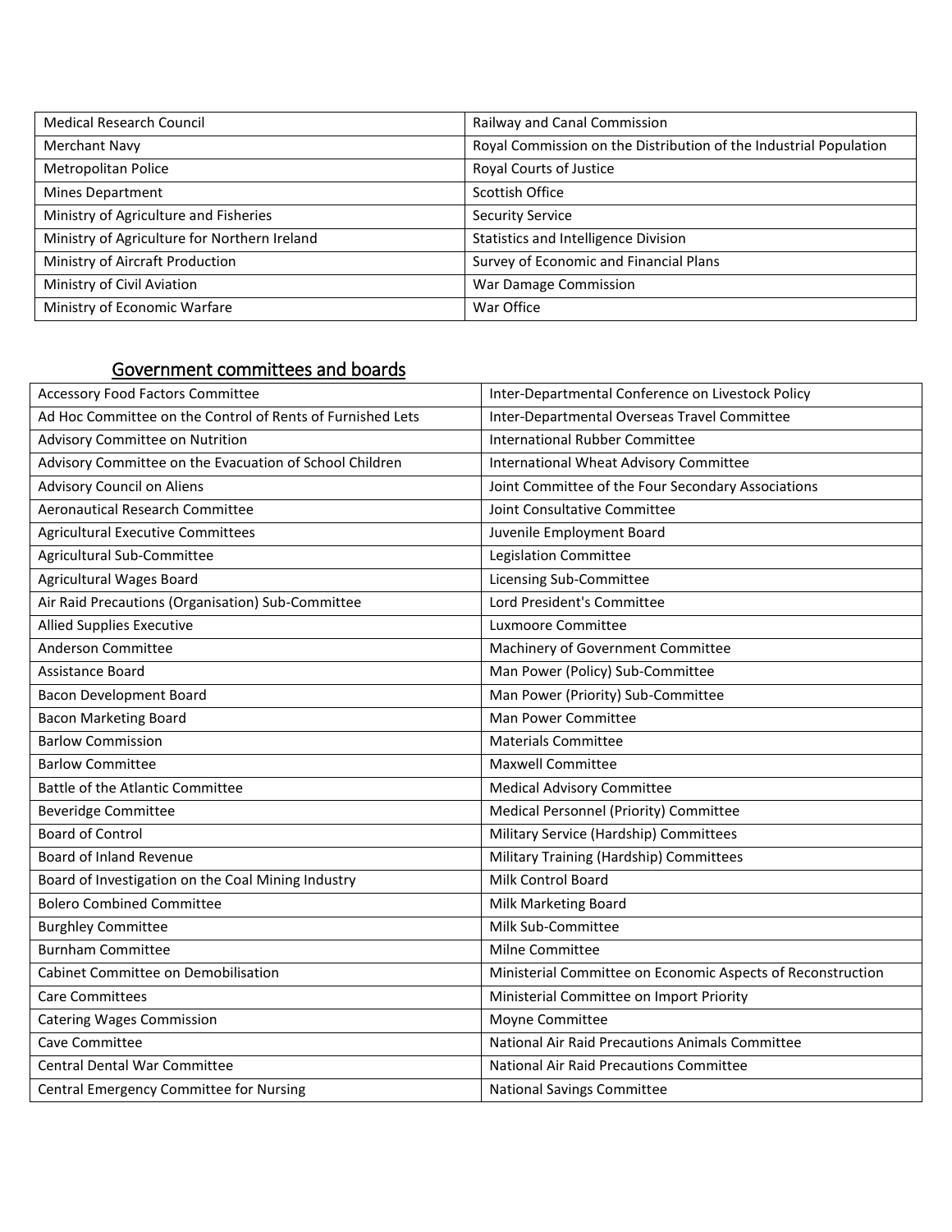| Medical Research Council | Railway and Canal Commission |
|---|---|
| Merchant Navy | Royal Commission on the Distribution of the Industrial Population |
| Metropolitan Police | Royal Courts of Justice |
| Mines Department | Scottish Office |
| Ministry of Agriculture and Fisheries | Security Service |
| Ministry of Agriculture for Northern Ireland | Statistics and Intelligence Division |
| Ministry of Aircraft Production | Survey of Economic and Financial Plans |
| Ministry of Civil Aviation | War Damage Commission |
| Ministry of Economic Warfare | War Office |

## Government committees and boards

| Accessory Food Factors Committee | Inter-Departmental Conference on Livestock Policy |
|---|---|
| Ad Hoc Committee on the Control of Rents of Furnished Lets | Inter-Departmental Overseas Travel Committee |
| Advisory Committee on Nutrition | International Rubber Committee |
| Advisory Committee on the Evacuation of School Children | International Wheat Advisory Committee |
| Advisory Council on Aliens | Joint Committee of the Four Secondary Associations |
| Aeronautical Research Committee | Joint Consultative Committee |
| Agricultural Executive Committees | Juvenile Employment Board |
| Agricultural Sub-Committee | Legislation Committee |
| Agricultural Wages Board | Licensing Sub-Committee |
| Air Raid Precautions (Organisation) Sub-Committee | Lord President's Committee |
| Allied Supplies Executive | Luxmoore Committee |
| Anderson Committee | Machinery of Government Committee |
| Assistance Board | Man Power (Policy) Sub-Committee |
| Bacon Development Board | Man Power (Priority) Sub-Committee |
| Bacon Marketing Board | Man Power Committee |
| Barlow Commission | Materials Committee |
| Barlow Committee | Maxwell Committee |
| Battle of the Atlantic Committee | Medical Advisory Committee |
| Beveridge Committee | Medical Personnel (Priority) Committee |
| Board of Control | Military Service (Hardship) Committees |
| Board of Inland Revenue | Military Training (Hardship) Committees |
| Board of Investigation on the Coal Mining Industry | Milk Control Board |
| Bolero Combined Committee | Milk Marketing Board |
| Burghley Committee | Milk Sub-Committee |
| Burnham Committee | Milne Committee |
| Cabinet Committee on Demobilisation | Ministerial Committee on Economic Aspects of Reconstruction |
| Care Committees | Ministerial Committee on Import Priority |
| Catering Wages Commission | Moyne Committee |
| Cave Committee | National Air Raid Precautions Animals Committee |
| Central Dental War Committee | National Air Raid Precautions Committee |
| Central Emergency Committee for Nursing | National Savings Committee |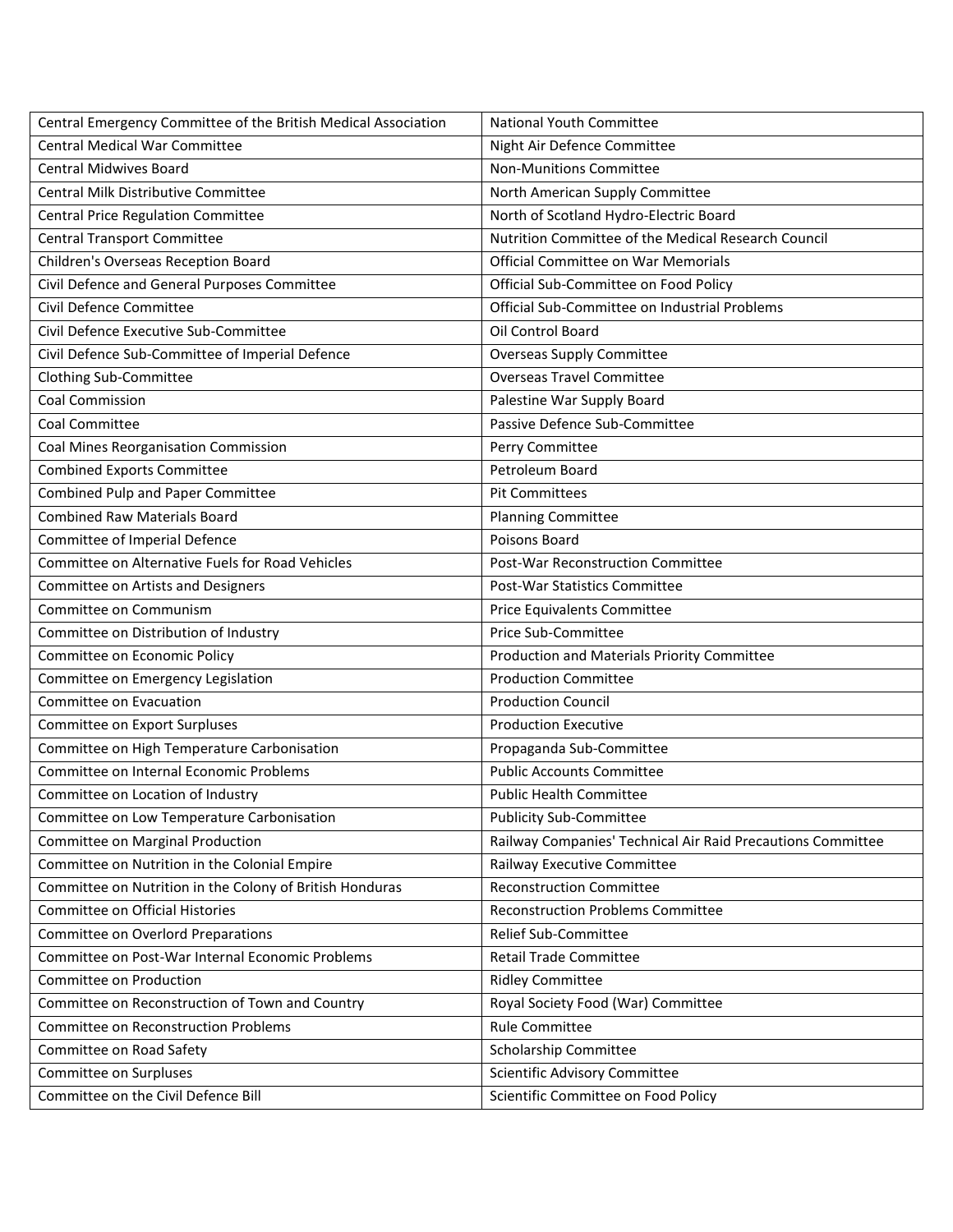| Central Emergency Committee of the British Medical Association | National Youth Committee |
|---|---|
| Central Medical War Committee | Night Air Defence Committee |
| Central Midwives Board | Non-Munitions Committee |
| Central Milk Distributive Committee | North American Supply Committee |
| Central Price Regulation Committee | North of Scotland Hydro-Electric Board |
| Central Transport Committee | Nutrition Committee of the Medical Research Council |
| Children's Overseas Reception Board | Official Committee on War Memorials |
| Civil Defence and General Purposes Committee | Official Sub-Committee on Food Policy |
| Civil Defence Committee | Official Sub-Committee on Industrial Problems |
| Civil Defence Executive Sub-Committee | Oil Control Board |
| Civil Defence Sub-Committee of Imperial Defence | Overseas Supply Committee |
| Clothing Sub-Committee | Overseas Travel Committee |
| Coal Commission | Palestine War Supply Board |
| Coal Committee | Passive Defence Sub-Committee |
| Coal Mines Reorganisation Commission | Perry Committee |
| Combined Exports Committee | Petroleum Board |
| Combined Pulp and Paper Committee | Pit Committees |
| Combined Raw Materials Board | Planning Committee |
| Committee of Imperial Defence | Poisons Board |
| Committee on Alternative Fuels for Road Vehicles | Post-War Reconstruction Committee |
| Committee on Artists and Designers | Post-War Statistics Committee |
| Committee on Communism | Price Equivalents Committee |
| Committee on Distribution of Industry | Price Sub-Committee |
| Committee on Economic Policy | Production and Materials Priority Committee |
| Committee on Emergency Legislation | Production Committee |
| Committee on Evacuation | Production Council |
| Committee on Export Surpluses | Production Executive |
| Committee on High Temperature Carbonisation | Propaganda Sub-Committee |
| Committee on Internal Economic Problems | Public Accounts Committee |
| Committee on Location of Industry | Public Health Committee |
| Committee on Low Temperature Carbonisation | Publicity Sub-Committee |
| Committee on Marginal Production | Railway Companies' Technical Air Raid Precautions Committee |
| Committee on Nutrition in the Colonial Empire | Railway Executive Committee |
| Committee on Nutrition in the Colony of British Honduras | Reconstruction Committee |
| Committee on Official Histories | Reconstruction Problems Committee |
| Committee on Overlord Preparations | Relief Sub-Committee |
| Committee on Post-War Internal Economic Problems | Retail Trade Committee |
| Committee on Production | Ridley Committee |
| Committee on Reconstruction of Town and Country | Royal Society Food (War) Committee |
| Committee on Reconstruction Problems | Rule Committee |
| Committee on Road Safety | Scholarship Committee |
| Committee on Surpluses | Scientific Advisory Committee |
| Committee on the Civil Defence Bill | Scientific Committee on Food Policy |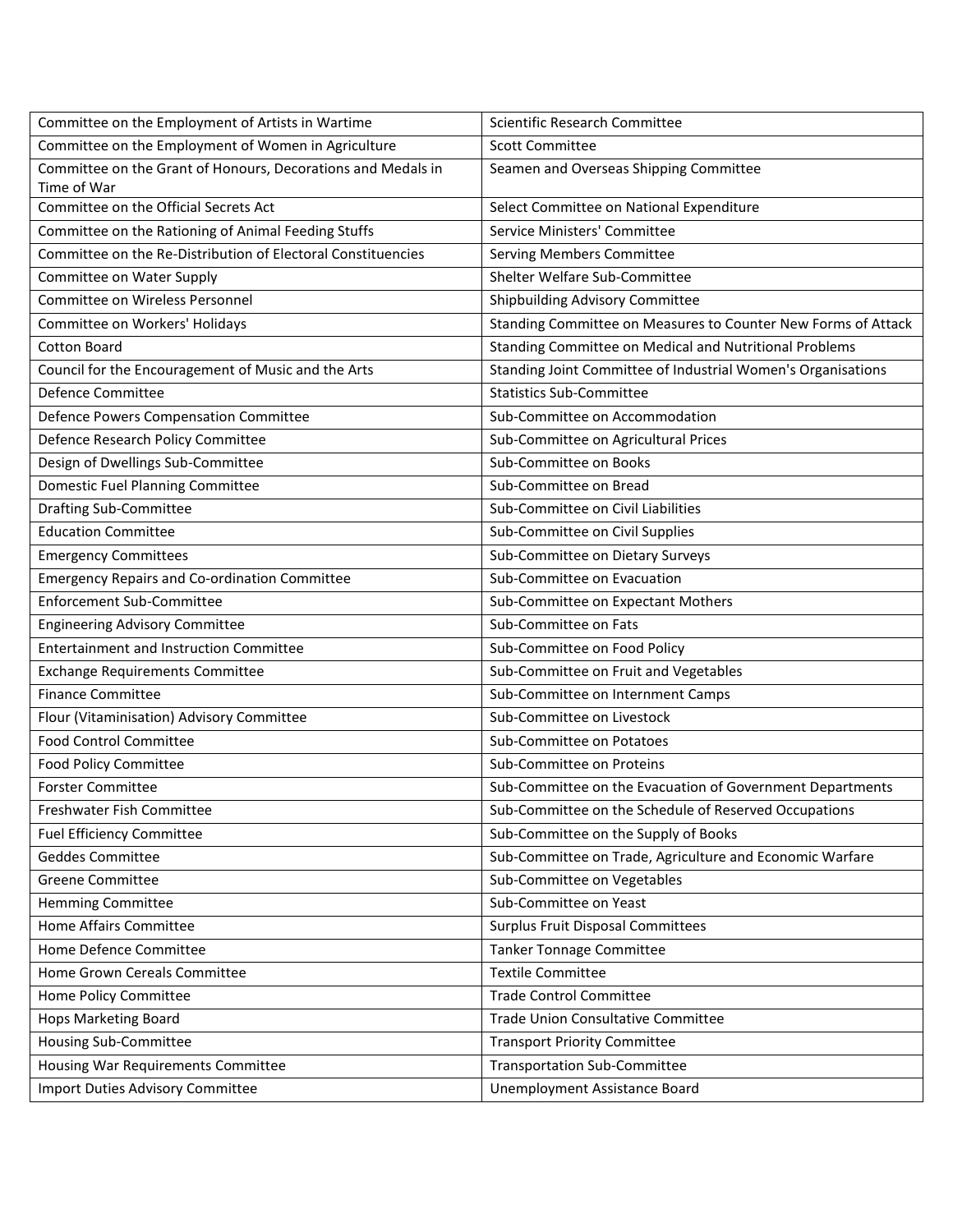| Committee on the Employment of Artists in Wartime | Scientific Research Committee |
|---|---|
| Committee on the Employment of Women in Agriculture | Scott Committee |
| Committee on the Grant of Honours, Decorations and Medals in Time of War | Seamen and Overseas Shipping Committee |
| Committee on the Official Secrets Act | Select Committee on National Expenditure |
| Committee on the Rationing of Animal Feeding Stuffs | Service Ministers' Committee |
| Committee on the Re-Distribution of Electoral Constituencies | Serving Members Committee |
| Committee on Water Supply | Shelter Welfare Sub-Committee |
| Committee on Wireless Personnel | Shipbuilding Advisory Committee |
| Committee on Workers' Holidays | Standing Committee on Measures to Counter New Forms of Attack |
| Cotton Board | Standing Committee on Medical and Nutritional Problems |
| Council for the Encouragement of Music and the Arts | Standing Joint Committee of Industrial Women's Organisations |
| Defence Committee | Statistics Sub-Committee |
| Defence Powers Compensation Committee | Sub-Committee on Accommodation |
| Defence Research Policy Committee | Sub-Committee on Agricultural Prices |
| Design of Dwellings Sub-Committee | Sub-Committee on Books |
| Domestic Fuel Planning Committee | Sub-Committee on Bread |
| Drafting Sub-Committee | Sub-Committee on Civil Liabilities |
| Education Committee | Sub-Committee on Civil Supplies |
| Emergency Committees | Sub-Committee on Dietary Surveys |
| Emergency Repairs and Co-ordination Committee | Sub-Committee on Evacuation |
| Enforcement Sub-Committee | Sub-Committee on Expectant Mothers |
| Engineering Advisory Committee | Sub-Committee on Fats |
| Entertainment and Instruction Committee | Sub-Committee on Food Policy |
| Exchange Requirements Committee | Sub-Committee on Fruit and Vegetables |
| Finance Committee | Sub-Committee on Internment Camps |
| Flour (Vitaminisation) Advisory Committee | Sub-Committee on Livestock |
| Food Control Committee | Sub-Committee on Potatoes |
| Food Policy Committee | Sub-Committee on Proteins |
| Forster Committee | Sub-Committee on the Evacuation of Government Departments |
| Freshwater Fish Committee | Sub-Committee on the Schedule of Reserved Occupations |
| Fuel Efficiency Committee | Sub-Committee on the Supply of Books |
| Geddes Committee | Sub-Committee on Trade, Agriculture and Economic Warfare |
| Greene Committee | Sub-Committee on Vegetables |
| Hemming Committee | Sub-Committee on Yeast |
| Home Affairs Committee | Surplus Fruit Disposal Committees |
| Home Defence Committee | Tanker Tonnage Committee |
| Home Grown Cereals Committee | Textile Committee |
| Home Policy Committee | Trade Control Committee |
| Hops Marketing Board | Trade Union Consultative Committee |
| Housing Sub-Committee | Transport Priority Committee |
| Housing War Requirements Committee | Transportation Sub-Committee |
| Import Duties Advisory Committee | Unemployment Assistance Board |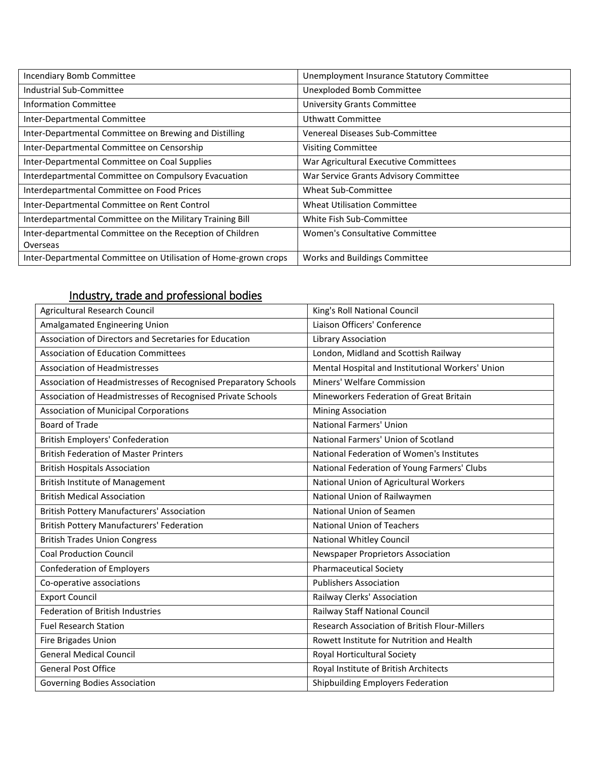| Incendiary Bomb Committee | Unemployment Insurance Statutory Committee |
|---|---|
| Industrial Sub-Committee | Unexploded Bomb Committee |
| Information Committee | University Grants Committee |
| Inter-Departmental Committee | Uthwatt Committee |
| Inter-Departmental Committee on Brewing and Distilling | Venereal Diseases Sub-Committee |
| Inter-Departmental Committee on Censorship | Visiting Committee |
| Inter-Departmental Committee on Coal Supplies | War Agricultural Executive Committees |
| Interdepartmental Committee on Compulsory Evacuation | War Service Grants Advisory Committee |
| Interdepartmental Committee on Food Prices | Wheat Sub-Committee |
| Inter-Departmental Committee on Rent Control | Wheat Utilisation Committee |
| Interdepartmental Committee on the Military Training Bill | White Fish Sub-Committee |
| Inter-departmental Committee on the Reception of Children Overseas | Women's Consultative Committee |
| Inter-Departmental Committee on Utilisation of Home-grown crops | Works and Buildings Committee |

## Industry, trade and professional bodies

| Agricultural Research Council | King's Roll National Council |
|---|---|
| Amalgamated Engineering Union | Liaison Officers' Conference |
| Association of Directors and Secretaries for Education | Library Association |
| Association of Education Committees | London, Midland and Scottish Railway |
| Association of Headmistresses | Mental Hospital and Institutional Workers' Union |
| Association of Headmistresses of Recognised Preparatory Schools | Miners' Welfare Commission |
| Association of Headmistresses of Recognised Private Schools | Mineworkers Federation of Great Britain |
| Association of Municipal Corporations | Mining Association |
| Board of Trade | National Farmers' Union |
| British Employers' Confederation | National Farmers' Union of Scotland |
| British Federation of Master Printers | National Federation of Women's Institutes |
| British Hospitals Association | National Federation of Young Farmers' Clubs |
| British Institute of Management | National Union of Agricultural Workers |
| British Medical Association | National Union of Railwaymen |
| British Pottery Manufacturers' Association | National Union of Seamen |
| British Pottery Manufacturers' Federation | National Union of Teachers |
| British Trades Union Congress | National Whitley Council |
| Coal Production Council | Newspaper Proprietors Association |
| Confederation of Employers | Pharmaceutical Society |
| Co-operative associations | Publishers Association |
| Export Council | Railway Clerks' Association |
| Federation of British Industries | Railway Staff National Council |
| Fuel Research Station | Research Association of British Flour-Millers |
| Fire Brigades Union | Rowett Institute for Nutrition and Health |
| General Medical Council | Royal Horticultural Society |
| General Post Office | Royal Institute of British Architects |
| Governing Bodies Association | Shipbuilding Employers Federation |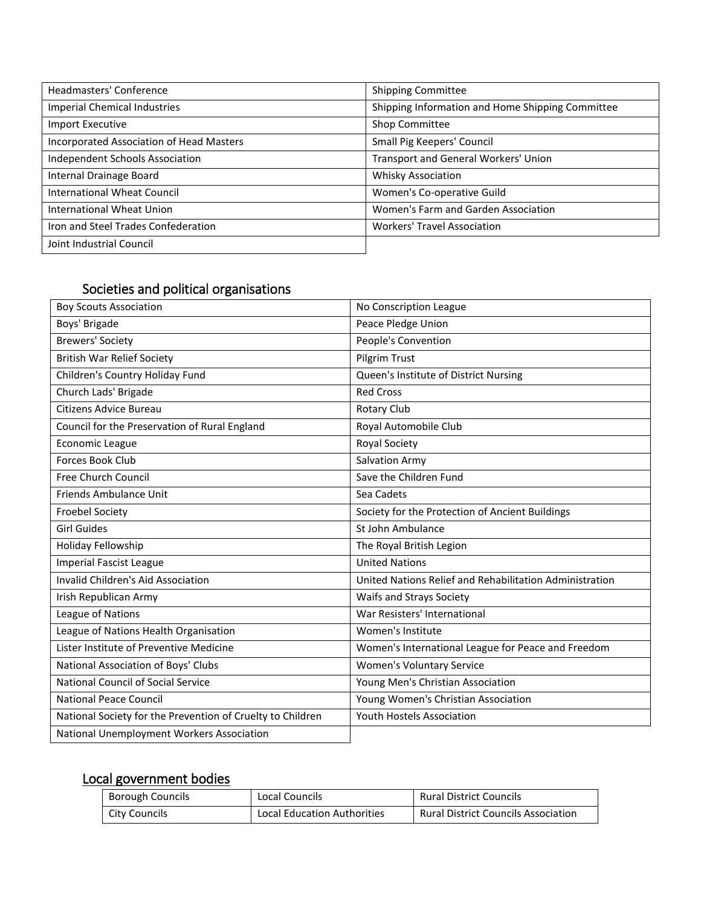| Headmasters' Conference | Shipping Committee |
|---|---|
| Imperial Chemical Industries | Shipping Information and Home Shipping Committee |
| Import Executive | Shop Committee |
| Incorporated Association of Head Masters | Small Pig Keepers' Council |
| Independent Schools Association | Transport and General Workers' Union |
| Internal Drainage Board | Whisky Association |
| International Wheat Council | Women's Co-operative Guild |
| International Wheat Union | Women's Farm and Garden Association |
| Iron and Steel Trades Confederation | Workers' Travel Association |
| Joint Industrial Council | |

## Societies and political organisations

| Boy Scouts Association | No Conscription League |
|---|---|
| Boys' Brigade | Peace Pledge Union |
| Brewers' Society | People's Convention |
| British War Relief Society | Pilgrim Trust |
| Children's Country Holiday Fund | Queen's Institute of District Nursing |
| Church Lads' Brigade | Red Cross |
| Citizens Advice Bureau | Rotary Club |
| Council for the Preservation of Rural England | Royal Automobile Club |
| Economic League | Royal Society |
| Forces Book Club | Salvation Army |
| Free Church Council | Save the Children Fund |
| Friends Ambulance Unit | Sea Cadets |
| Froebel Society | Society for the Protection of Ancient Buildings |
| Girl Guides | St John Ambulance |
| Holiday Fellowship | The Royal British Legion |
| Imperial Fascist League | United Nations |
| Invalid Children's Aid Association | United Nations Relief and Rehabilitation Administration |
| Irish Republican Army | Waifs and Strays Society |
| League of Nations | War Resisters' International |
| League of Nations Health Organisation | Women's Institute |
| Lister Institute of Preventive Medicine | Women's International League for Peace and Freedom |
| National Association of Boys' Clubs | Women's Voluntary Service |
| National Council of Social Service | Young Men's Christian Association |
| National Peace Council | Young Women's Christian Association |
| National Society for the Prevention of Cruelty to Children | Youth Hostels Association |
| National Unemployment Workers Association | |

## Local government bodies

| Borough Councils | Local Councils | Rural District Councils |
|---|---|---|
| City Councils | Local Education Authorities | Rural District Councils Association |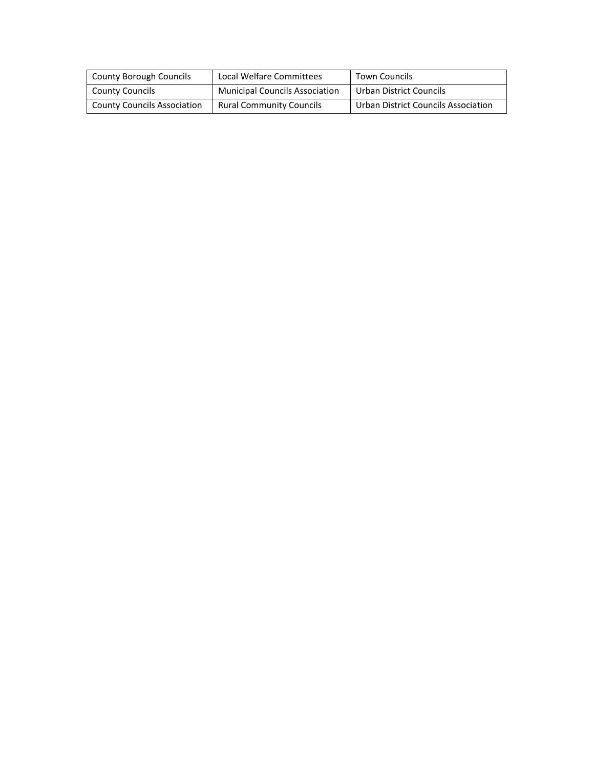| | | |
|---|---|---|
| County Borough Councils | Local Welfare Committees | Town Councils |
| County Councils | Municipal Councils Association | Urban District Councils |
| County Councils Association | Rural Community Councils | Urban District Councils Association |